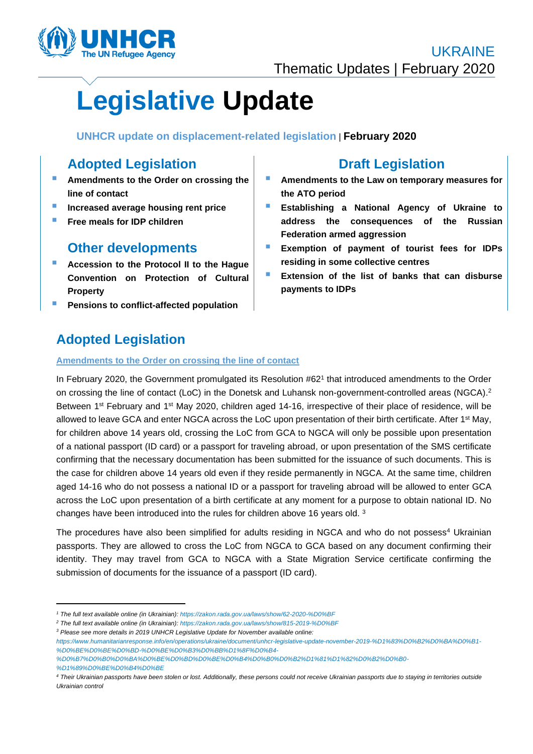UKRAINE

Thematic Updates | February 2020

# Legislative Update

**UNHCR update on displacement-related legislation** | **February 2020**

## Adopted Legislation

- **Amendments to the Order on crossing the line of contact**
- **Increased average housing rent price**
- **Free meals for IDP children**

## Other developments

- **Accession to the Protocol II to the Hague Convention on Protection of Cultural Property**
- **Pensions to conflict-affected population**

## Draft Legislation

- **Amendments to the Law on temporary measures for the ATO period**
- **Establishing a National Agency of Ukraine to address the consequences of the Russian Federation armed aggression**
- **Exemption of payment of tourist fees for IDPs residing in some collective centres**
- **Extension of the list of banks that can disburse payments to IDPs**

## Adopted Legislation

### Amendments to the Order on crossing the line of contact

In February 2020, the Government promulgated its Resolution #62[1] that introduced amendments to the Order on crossing the line of contact (LoC) in the Donetsk and Luhansk non-government-controlled areas (NGCA).[2] Between 1st February and 1st May 2020, children aged 14-16, irrespective of their place of residence, will be allowed to leave GCA and enter NGCA across the LoC upon presentation of their birth certificate. After 1st May, for children above 14 years old, crossing the LoC from GCA to NGCA will only be possible upon presentation of a national passport (ID card) or a passport for traveling abroad, or upon presentation of the SMS certificate confirming that the necessary documentation has been submitted for the issuance of such documents. This is the case for children above 14 years old even if they reside permanently in NGCA. At the same time, children aged 14-16 who do not possess a national ID or a passport for traveling abroad will be allowed to enter GCA across the LoC upon presentation of a birth certificate at any moment for a purpose to obtain national ID. No changes have been introduced into the rules for children above 16 years old. [3]

The procedures have also been simplified for adults residing in NGCA and who do not possess[4] Ukrainian passports. They are allowed to cross the LoC from NGCA to GCA based on any document confirming their identity. They may travel from GCA to NGCA with a State Migration Service certificate confirming the submission of documents for the issuance of a passport (ID card).

---

[1] *The full text available online (in Ukrainian): https://zakon.rada.gov.ua/laws/show/62-2020-%D0%BF*

[2] *The full text available online (in Ukrainian): https://zakon.rada.gov.ua/laws/show/815-2019-%D0%BF*

[3] *Please see more details in 2019 UNHCR Legislative Update for November available online: https://www.humanitarianresponse.info/en/operations/ukraine/document/unhcr-legislative-update-november-2019-%D1%83%D0%B2%D0%BA%D0%B1-%D0%BE%D0%BE%D0%BD-%D0%BE%D0%B3%D0%BB%D1%8F%D0%B4-%D0%B7%D0%B0%D0%BA%D0%BE%D0%BD%D0%BE%D0%B4%D0%B0%D0%B2%D1%81%D1%82%D0%B2%D0%B0-%D1%89%D0%BE%D0%B4%D0%BE*

[4] *Their Ukrainian passports have been stolen or lost. Additionally, these persons could not receive Ukrainian passports due to staying in territories outside Ukrainian control*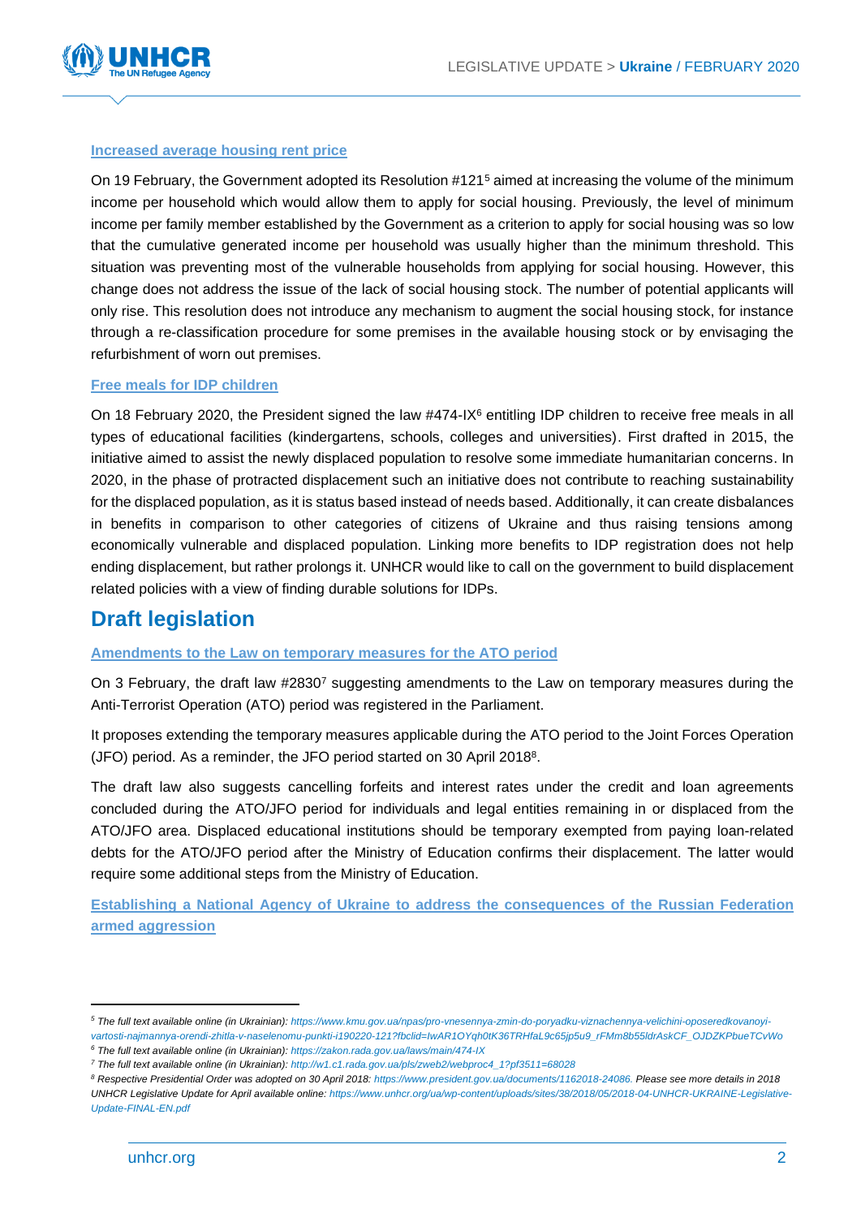### Increased average housing rent price

On 19 February, the Government adopted its Resolution #121[5] aimed at increasing the volume of the minimum income per household which would allow them to apply for social housing. Previously, the level of minimum income per family member established by the Government as a criterion to apply for social housing was so low that the cumulative generated income per household was usually higher than the minimum threshold. This situation was preventing most of the vulnerable households from applying for social housing. However, this change does not address the issue of the lack of social housing stock. The number of potential applicants will only rise. This resolution does not introduce any mechanism to augment the social housing stock, for instance through a re-classification procedure for some premises in the available housing stock or by envisaging the refurbishment of worn out premises.

### Free meals for IDP children

On 18 February 2020, the President signed the law #474-IX[6] entitling IDP children to receive free meals in all types of educational facilities (kindergartens, schools, colleges and universities). First drafted in 2015, the initiative aimed to assist the newly displaced population to resolve some immediate humanitarian concerns. In 2020, in the phase of protracted displacement such an initiative does not contribute to reaching sustainability for the displaced population, as it is status based instead of needs based. Additionally, it can create disbalances in benefits in comparison to other categories of citizens of Ukraine and thus raising tensions among economically vulnerable and displaced population. Linking more benefits to IDP registration does not help ending displacement, but rather prolongs it. UNHCR would like to call on the government to build displacement related policies with a view of finding durable solutions for IDPs.

## Draft legislation

### Amendments to the Law on temporary measures for the ATO period

On 3 February, the draft law #2830[7] suggesting amendments to the Law on temporary measures during the Anti-Terrorist Operation (ATO) period was registered in the Parliament.

It proposes extending the temporary measures applicable during the ATO period to the Joint Forces Operation (JFO) period. As a reminder, the JFO period started on 30 April 2018[8].

The draft law also suggests cancelling forfeits and interest rates under the credit and loan agreements concluded during the ATO/JFO period for individuals and legal entities remaining in or displaced from the ATO/JFO area. Displaced educational institutions should be temporary exempted from paying loan-related debts for the ATO/JFO period after the Ministry of Education confirms their displacement. The latter would require some additional steps from the Ministry of Education.

### Establishing a National Agency of Ukraine to address the consequences of the Russian Federation armed aggression

---

*[5] The full text available online (in Ukrainian): https://www.kmu.gov.ua/npas/pro-vnesennya-zmin-do-poryadku-viznachennya-velichini-oposeredkovanoyi-vartosti-najmannya-orendi-zhitla-v-naselenomu-punkti-i190220-121?fbclid=IwAR1OYqh0tK36TRHfaL9c65jp5u9_rFMm8b55ldrAskCF_OJDZKPbueTCvWo*

*[6] The full text available online (in Ukrainian): https://zakon.rada.gov.ua/laws/main/474-IX*

*[7] The full text available online (in Ukrainian): http://w1.c1.rada.gov.ua/pls/zweb2/webproc4_1?pf3511=68028*

*[8] Respective Presidential Order was adopted on 30 April 2018: https://www.president.gov.ua/documents/1162018-24086. Please see more details in 2018 UNHCR Legislative Update for April available online: https://www.unhcr.org/ua/wp-content/uploads/sites/38/2018/05/2018-04-UNHCR-UKRAINE-Legislative-Update-FINAL-EN.pdf*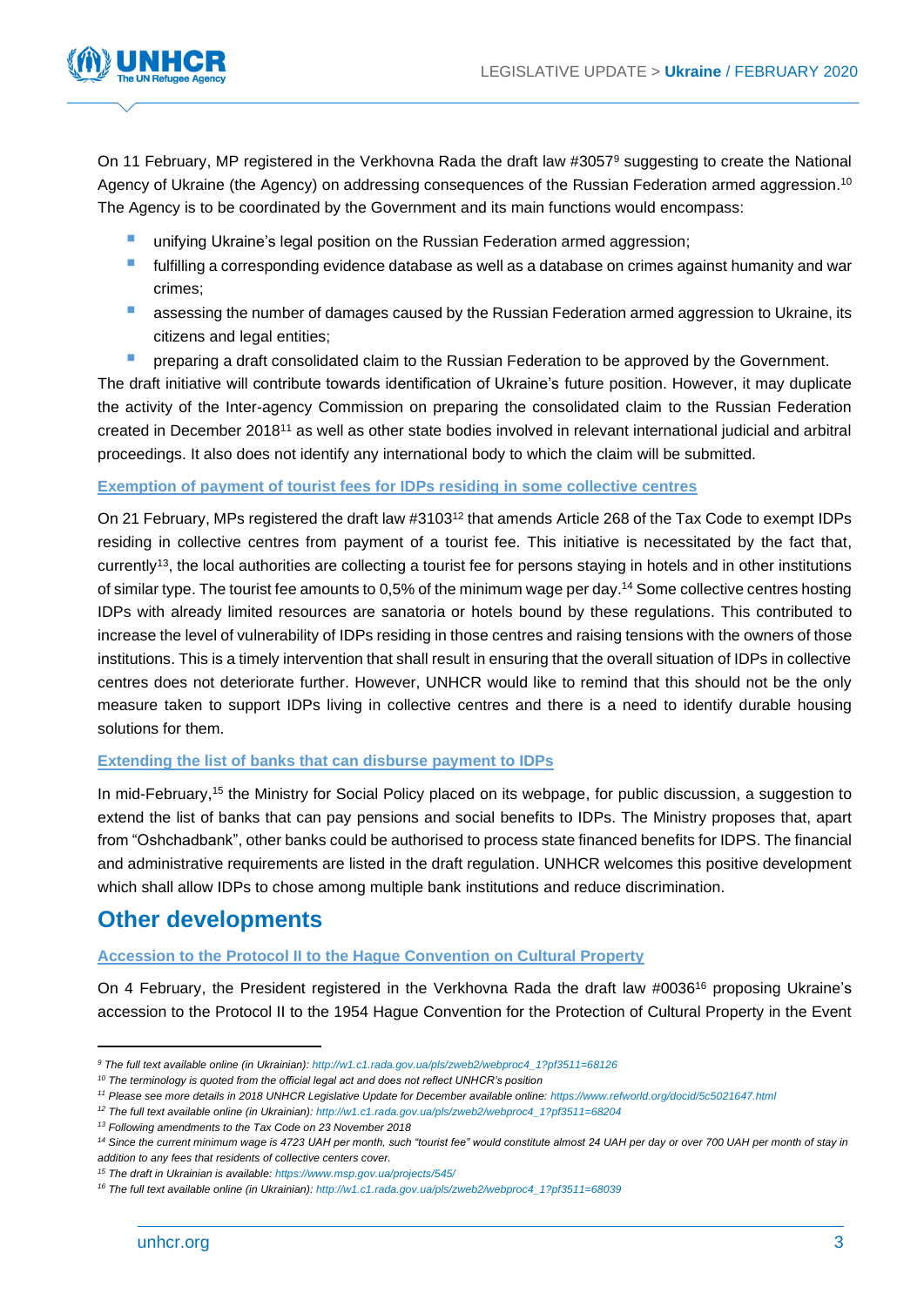On 11 February, MP registered in the Verkhovna Rada the draft law #3057[9] suggesting to create the National Agency of Ukraine (the Agency) on addressing consequences of the Russian Federation armed aggression.[10] The Agency is to be coordinated by the Government and its main functions would encompass:

- unifying Ukraine's legal position on the Russian Federation armed aggression;
- fulfilling a corresponding evidence database as well as a database on crimes against humanity and war crimes;
- assessing the number of damages caused by the Russian Federation armed aggression to Ukraine, its citizens and legal entities;
- preparing a draft consolidated claim to the Russian Federation to be approved by the Government.

The draft initiative will contribute towards identification of Ukraine's future position. However, it may duplicate the activity of the Inter-agency Commission on preparing the consolidated claim to the Russian Federation created in December 2018[11] as well as other state bodies involved in relevant international judicial and arbitral proceedings. It also does not identify any international body to which the claim will be submitted.

### Exemption of payment of tourist fees for IDPs residing in some collective centres

On 21 February, MPs registered the draft law #3103[12] that amends Article 268 of the Tax Code to exempt IDPs residing in collective centres from payment of a tourist fee. This initiative is necessitated by the fact that, currently[13], the local authorities are collecting a tourist fee for persons staying in hotels and in other institutions of similar type. The tourist fee amounts to 0,5% of the minimum wage per day.[14] Some collective centres hosting IDPs with already limited resources are sanatoria or hotels bound by these regulations. This contributed to increase the level of vulnerability of IDPs residing in those centres and raising tensions with the owners of those institutions. This is a timely intervention that shall result in ensuring that the overall situation of IDPs in collective centres does not deteriorate further. However, UNHCR would like to remind that this should not be the only measure taken to support IDPs living in collective centres and there is a need to identify durable housing solutions for them.

### Extending the list of banks that can disburse payment to IDPs

In mid-February,[15] the Ministry for Social Policy placed on its webpage, for public discussion, a suggestion to extend the list of banks that can pay pensions and social benefits to IDPs. The Ministry proposes that, apart from "Oshchadbank", other banks could be authorised to process state financed benefits for IDPS. The financial and administrative requirements are listed in the draft regulation. UNHCR welcomes this positive development which shall allow IDPs to chose among multiple bank institutions and reduce discrimination.

## Other developments

### Accession to the Protocol II to the Hague Convention on Cultural Property

On 4 February, the President registered in the Verkhovna Rada the draft law #0036[16] proposing Ukraine's accession to the Protocol II to the 1954 Hague Convention for the Protection of Cultural Property in the Event

---

*[9] The full text available online (in Ukrainian): http://w1.c1.rada.gov.ua/pls/zweb2/webproc4_1?pf3511=68126*

*[10] The terminology is quoted from the official legal act and does not reflect UNHCR's position*

*[11] Please see more details in 2018 UNHCR Legislative Update for December available online: https://www.refworld.org/docid/5c5021647.html*

*[12] The full text available online (in Ukrainian): http://w1.c1.rada.gov.ua/pls/zweb2/webproc4_1?pf3511=68204*

*[13] Following amendments to the Tax Code on 23 November 2018*

*[14] Since the current minimum wage is 4723 UAH per month, such "tourist fee" would constitute almost 24 UAH per day or over 700 UAH per month of stay in addition to any fees that residents of collective centers cover.*

*[15] The draft in Ukrainian is available: https://www.msp.gov.ua/projects/545/*

*[16] The full text available online (in Ukrainian): http://w1.c1.rada.gov.ua/pls/zweb2/webproc4_1?pf3511=68039*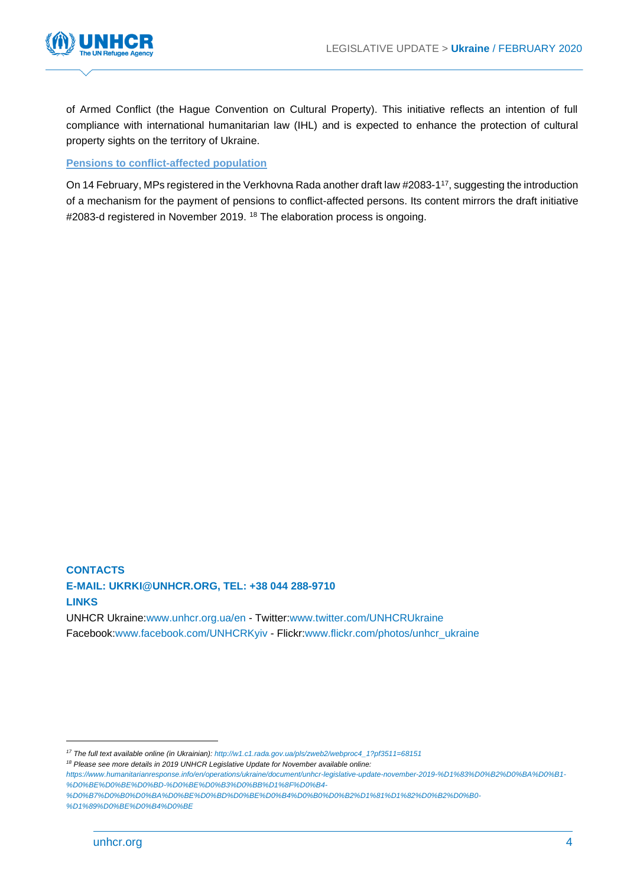of Armed Conflict (the Hague Convention on Cultural Property). This initiative reflects an intention of full compliance with international humanitarian law (IHL) and is expected to enhance the protection of cultural property sights on the territory of Ukraine.

### Pensions to conflict-affected population

On 14 February, MPs registered in the Verkhovna Rada another draft law #2083-1[17], suggesting the introduction of a mechanism for the payment of pensions to conflict-affected persons. Its content mirrors the draft initiative #2083-d registered in November 2019. [18] The elaboration process is ongoing.

**CONTACTS**

**E-MAIL: UKRKI@UNHCR.ORG, TEL: +38 044 288-9710**

**LINKS**

UNHCR Ukraine:www.unhcr.org.ua/en - Twitter:www.twitter.com/UNHCRUkraine
Facebook:www.facebook.com/UNHCRKyiv - Flickr:www.flickr.com/photos/unhcr_ukraine

---

*[17] The full text available online (in Ukrainian): http://w1.c1.rada.gov.ua/pls/zweb2/webproc4_1?pf3511=68151*

*[18] Please see more details in 2019 UNHCR Legislative Update for November available online: https://www.humanitarianresponse.info/en/operations/ukraine/document/unhcr-legislative-update-november-2019-%D1%83%D0%B2%D0%BA%D0%B1-%D0%BE%D0%BE%D0%BD-%D0%BE%D0%B3%D0%BB%D1%8F%D0%B4-%D0%B7%D0%B0%D0%BA%D0%BE%D0%BD%D0%BE%D0%B4%D0%B0%D0%B2%D1%81%D1%82%D0%B2%D0%B0-%D1%89%D0%BE%D0%B4%D0%BE*